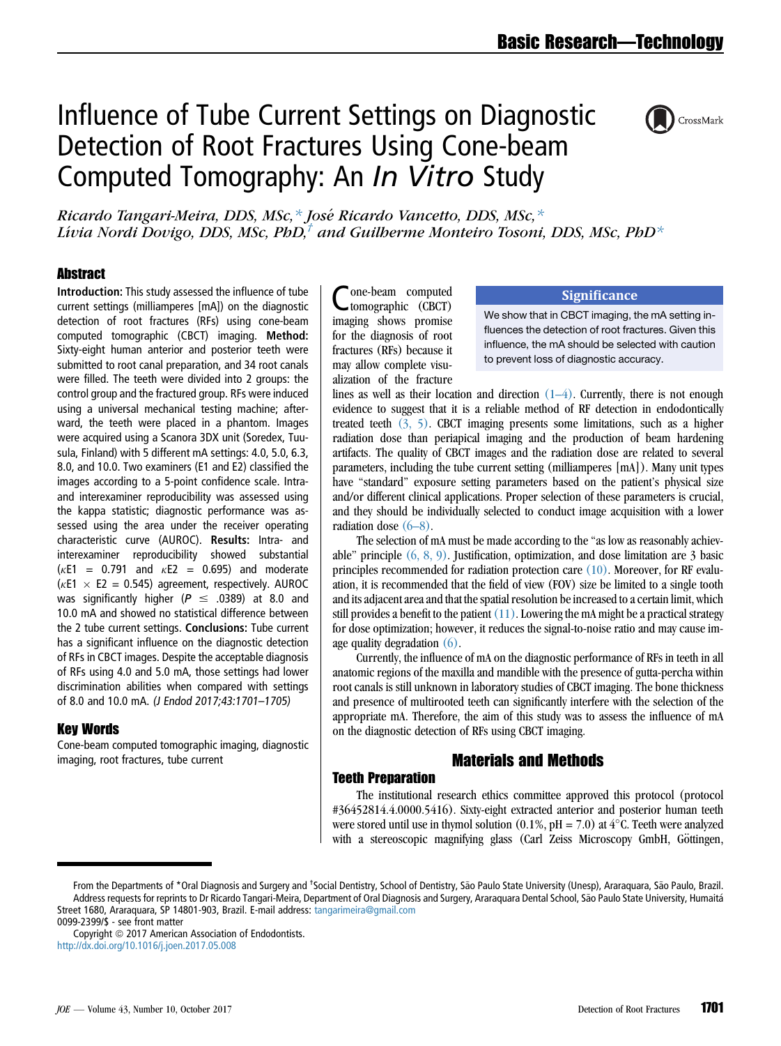# Influence of Tube Current Settings on Diagnostic Detection of Root Fractures Using Cone-beam Computed Tomography: An *In Vitro* Study

*Ricardo Tangari-Meira, DDS, MSc,\* José Ricardo Vancetto, DDS, MSc,\* Lívia Nordi Dovigo, DDS, MSc, PhD,[†] and Guilherme Monteiro Tosoni, DDS, MSc, PhD\**

## Abstract

**Introduction:** This study assessed the influence of tube current settings (milliamperes [mA]) on the diagnostic detection of root fractures (RFs) using cone-beam computed tomographic (CBCT) imaging. **Method:** Sixty-eight human anterior and posterior teeth were submitted to root canal preparation, and 34 root canals were filled. The teeth were divided into 2 groups: the control group and the fractured group. RFs were induced using a universal mechanical testing machine; afterward, the teeth were placed in a phantom. Images were acquired using a Scanora 3DX unit (Soredex, Tuusula, Finland) with 5 different mA settings: 4.0, 5.0, 6.3, 8.0, and 10.0. Two examiners (E1 and E2) classified the images according to a 5-point confidence scale. Intra- and interexaminer reproducibility was assessed using the kappa statistic; diagnostic performance was assessed using the area under the receiver operating characteristic curve (AUROC). **Results:** Intra- and interexaminer reproducibility showed substantial ($\kappa$E1 = 0.791 and $\kappa$E2 = 0.695) and moderate ($\kappa$E1 $\times$ E2 = 0.545) agreement, respectively. AUROC was significantly higher ($P \leq .0389$) at 8.0 and 10.0 mA and showed no statistical difference between the 2 tube current settings. **Conclusions:** Tube current has a significant influence on the diagnostic detection of RFs in CBCT images. Despite the acceptable diagnosis of RFs using 4.0 and 5.0 mA, those settings had lower discrimination abilities when compared with settings of 8.0 and 10.0 mA. *(J Endod 2017;43:1701–1705)*

## Key Words

Cone-beam computed tomographic imaging, diagnostic imaging, root fractures, tube current

> **Significance**
>
> We show that in CBCT imaging, the mA setting influences the detection of root fractures. Given this influence, the mA should be selected with caution to prevent loss of diagnostic accuracy.

Cone-beam computed tomographic (CBCT) imaging shows promise for the diagnosis of root fractures (RFs) because it may allow complete visualization of the fracture lines as well as their location and direction (1–4). Currently, there is not enough evidence to suggest that it is a reliable method of RF detection in endodontically treated teeth (3, 5). CBCT imaging presents some limitations, such as a higher radiation dose than periapical imaging and the production of beam hardening artifacts. The quality of CBCT images and the radiation dose are related to several parameters, including the tube current setting (milliamperes [mA]). Many unit types have "standard" exposure setting parameters based on the patient's physical size and/or different clinical applications. Proper selection of these parameters is crucial, and they should be individually selected to conduct image acquisition with a lower radiation dose (6–8).

The selection of mA must be made according to the "as low as reasonably achievable" principle (6, 8, 9). Justification, optimization, and dose limitation are 3 basic principles recommended for radiation protection care (10). Moreover, for RF evaluation, it is recommended that the field of view (FOV) size be limited to a single tooth and its adjacent area and that the spatial resolution be increased to a certain limit, which still provides a benefit to the patient (11). Lowering the mA might be a practical strategy for dose optimization; however, it reduces the signal-to-noise ratio and may cause image quality degradation (6).

Currently, the influence of mA on the diagnostic performance of RFs in teeth in all anatomic regions of the maxilla and mandible with the presence of gutta-percha within root canals is still unknown in laboratory studies of CBCT imaging. The bone thickness and presence of multirooted teeth can significantly interfere with the selection of the appropriate mA. Therefore, the aim of this study was to assess the influence of mA on the diagnostic detection of RFs using CBCT imaging.

## Materials and Methods

### Teeth Preparation

The institutional research ethics committee approved this protocol (protocol #36452814.4.0000.5416). Sixty-eight extracted anterior and posterior human teeth were stored until use in thymol solution (0.1%, pH = 7.0) at 4°C. Teeth were analyzed with a stereoscopic magnifying glass (Carl Zeiss Microscopy GmbH, Göttingen,

From the Departments of \*Oral Diagnosis and Surgery and [†]Social Dentistry, School of Dentistry, São Paulo State University (Unesp), Araraquara, São Paulo, Brazil.

Address requests for reprints to Dr Ricardo Tangari-Meira, Department of Oral Diagnosis and Surgery, Araraquara Dental School, São Paulo State University, Humaitá Street 1680, Araraquara, SP 14801-903, Brazil. E-mail address: tangarimeira@gmail.com

0099-2399/$ - see front matter

Copyright © 2017 American Association of Endodontists.

http://dx.doi.org/10.1016/j.joen.2017.05.008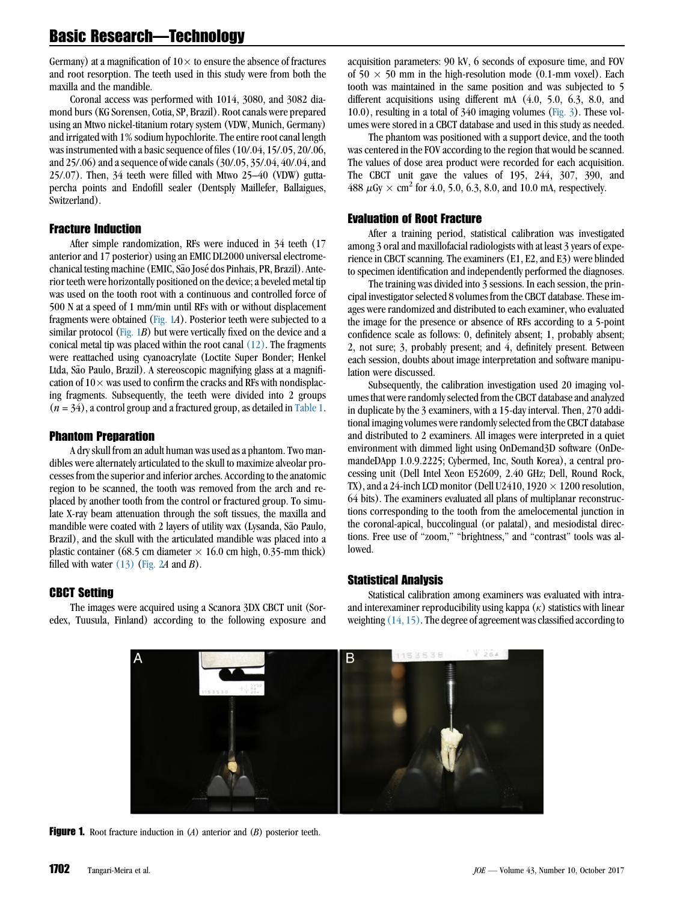Germany) at a magnification of 10× to ensure the absence of fractures and root resorption. The teeth used in this study were from both the maxilla and the mandible.

Coronal access was performed with 1014, 3080, and 3082 diamond burs (KG Sorensen, Cotia, SP, Brazil). Root canals were prepared using an Mtwo nickel-titanium rotary system (VDW, Munich, Germany) and irrigated with 1% sodium hypochlorite. The entire root canal length was instrumented with a basic sequence of files (10/.04, 15/.05, 20/.06, and 25/.06) and a sequence of wide canals (30/.05, 35/.04, 40/.04, and 25/.07). Then, 34 teeth were filled with Mtwo 25–40 (VDW) gutta-percha points and Endofill sealer (Dentsply Maillefer, Ballaigues, Switzerland).

### Fracture Induction

After simple randomization, RFs were induced in 34 teeth (17 anterior and 17 posterior) using an EMIC DL2000 universal electromechanical testing machine (EMIC, São José dos Pinhais, PR, Brazil). Anterior teeth were horizontally positioned on the device; a beveled metal tip was used on the tooth root with a continuous and controlled force of 500 N at a speed of 1 mm/min until RFs with or without displacement fragments were obtained (Fig. 1*A*). Posterior teeth were subjected to a similar protocol (Fig. 1*B*) but were vertically fixed on the device and a conical metal tip was placed within the root canal (12). The fragments were reattached using cyanoacrylate (Loctite Super Bonder; Henkel Ltda, São Paulo, Brazil). A stereoscopic magnifying glass at a magnification of 10× was used to confirm the cracks and RFs with nondisplacing fragments. Subsequently, the teeth were divided into 2 groups ($n = 34$), a control group and a fractured group, as detailed in Table 1.

### Phantom Preparation

A dry skull from an adult human was used as a phantom. Two mandibles were alternately articulated to the skull to maximize alveolar processes from the superior and inferior arches. According to the anatomic region to be scanned, the tooth was removed from the arch and replaced by another tooth from the control or fractured group. To simulate X-ray beam attenuation through the soft tissues, the maxilla and mandible were coated with 2 layers of utility wax (Lysanda, São Paulo, Brazil), and the skull with the articulated mandible was placed into a plastic container (68.5 cm diameter × 16.0 cm high, 0.35-mm thick) filled with water (13) (Fig. 2*A* and *B*).

### CBCT Setting

The images were acquired using a Scanora 3DX CBCT unit (Soredex, Tuusula, Finland) according to the following exposure and acquisition parameters: 90 kV, 6 seconds of exposure time, and FOV of 50 × 50 mm in the high-resolution mode (0.1-mm voxel). Each tooth was maintained in the same position and was subjected to 5 different acquisitions using different mA (4.0, 5.0, 6.3, 8.0, and 10.0), resulting in a total of 340 imaging volumes (Fig. 3). These volumes were stored in a CBCT database and used in this study as needed.

The phantom was positioned with a support device, and the tooth was centered in the FOV according to the region that would be scanned. The values of dose area product were recorded for each acquisition. The CBCT unit gave the values of 195, 244, 307, 390, and 488 $\mu$Gy × cm$^2$ for 4.0, 5.0, 6.3, 8.0, and 10.0 mA, respectively.

### Evaluation of Root Fracture

After a training period, statistical calibration was investigated among 3 oral and maxillofacial radiologists with at least 3 years of experience in CBCT scanning. The examiners (E1, E2, and E3) were blinded to specimen identification and independently performed the diagnoses.

The training was divided into 3 sessions. In each session, the principal investigator selected 8 volumes from the CBCT database. These images were randomized and distributed to each examiner, who evaluated the image for the presence or absence of RFs according to a 5-point confidence scale as follows: 0, definitely absent; 1, probably absent; 2, not sure; 3, probably present; and 4, definitely present. Between each session, doubts about image interpretation and software manipulation were discussed.

Subsequently, the calibration investigation used 20 imaging volumes that were randomly selected from the CBCT database and analyzed in duplicate by the 3 examiners, with a 15-day interval. Then, 270 additional imaging volumes were randomly selected from the CBCT database and distributed to 2 examiners. All images were interpreted in a quiet environment with dimmed light using OnDemand3D software (OnDemandeDApp 1.0.9.2225; Cybermed, Inc, South Korea), a central processing unit (Dell Intel Xeon E52609, 2.40 GHz; Dell, Round Rock, TX), and a 24-inch LCD monitor (Dell U2410, 1920 × 1200 resolution, 64 bits). The examiners evaluated all plans of multiplanar reconstructions corresponding to the tooth from the amelocemental junction in the coronal-apical, buccolingual (or palatal), and mesiodistal directions. Free use of "zoom," "brightness," and "contrast" tools was allowed.

### Statistical Analysis

Statistical calibration among examiners was evaluated with intra- and interexaminer reproducibility using kappa ($\kappa$) statistics with linear weighting (14, 15). The degree of agreement was classified according to

**Figure 1.** Root fracture induction in (*A*) anterior and (*B*) posterior teeth.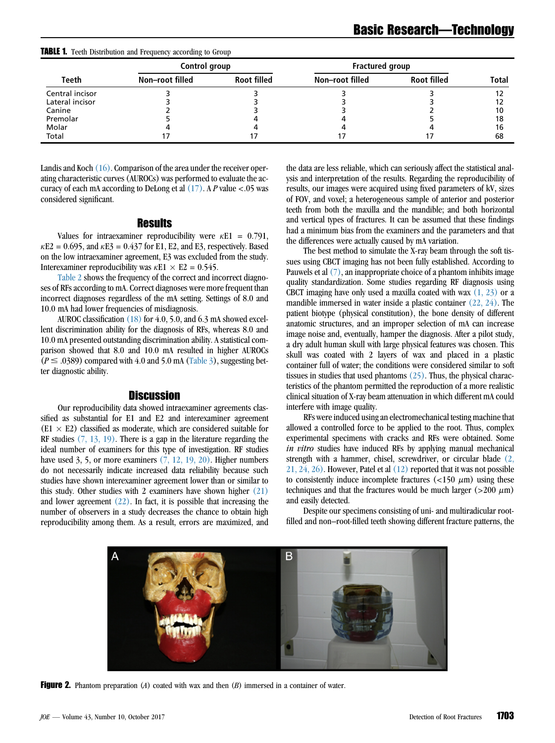**TABLE 1.** Teeth Distribution and Frequency according to Group

| Teeth | Control group | | Fractured group | | Total |
|---|---|---|---|---|---|
| | Non–root filled | Root filled | Non–root filled | Root filled | |
| Central incisor | 3 | 3 | 3 | 3 | 12 |
| Lateral incisor | 3 | 3 | 3 | 3 | 12 |
| Canine | 2 | 3 | 3 | 2 | 10 |
| Premolar | 5 | 4 | 4 | 5 | 18 |
| Molar | 4 | 4 | 4 | 4 | 16 |
| Total | 17 | 17 | 17 | 17 | 68 |

Landis and Koch (16). Comparison of the area under the receiver operating characteristic curves (AUROCs) was performed to evaluate the accuracy of each mA according to DeLong et al (17). A $P$ value <.05 was considered significant.

## Results

Values for intraexaminer reproducibility were $\kappa E1 = 0.791$, $\kappa E2 = 0.695$, and $\kappa E3 = 0.437$ for E1, E2, and E3, respectively. Based on the low intraexaminer agreement, E3 was excluded from the study. Interexaminer reproducibility was $\kappa E1 \times E2 = 0.545$.

Table 2 shows the frequency of the correct and incorrect diagnoses of RFs according to mA. Correct diagnoses were more frequent than incorrect diagnoses regardless of the mA setting. Settings of 8.0 and 10.0 mA had lower frequencies of misdiagnosis.

AUROC classification (18) for 4.0, 5.0, and 6.3 mA showed excellent discrimination ability for the diagnosis of RFs, whereas 8.0 and 10.0 mA presented outstanding discrimination ability. A statistical comparison showed that 8.0 and 10.0 mA resulted in higher AUROCs ($P \leq .0389$) compared with 4.0 and 5.0 mA (Table 3), suggesting better diagnostic ability.

## Discussion

Our reproducibility data showed intraexaminer agreements classified as substantial for E1 and E2 and interexaminer agreement (E1 × E2) classified as moderate, which are considered suitable for RF studies (7, 13, 19). There is a gap in the literature regarding the ideal number of examiners for this type of investigation. RF studies have used 3, 5, or more examiners (7, 12, 19, 20). Higher numbers do not necessarily indicate increased data reliability because such studies have shown interexaminer agreement lower than or similar to this study. Other studies with 2 examiners have shown higher (21) and lower agreement (22). In fact, it is possible that increasing the number of observers in a study decreases the chance to obtain high reproducibility among them. As a result, errors are maximized, and the data are less reliable, which can seriously affect the statistical analysis and interpretation of the results. Regarding the reproducibility of results, our images were acquired using fixed parameters of kV, sizes of FOV, and voxel; a heterogeneous sample of anterior and posterior teeth from both the maxilla and the mandible; and both horizontal and vertical types of fractures. It can be assumed that these findings had a minimum bias from the examiners and the parameters and that the differences were actually caused by mA variation.

The best method to simulate the X-ray beam through the soft tissues using CBCT imaging has not been fully established. According to Pauwels et al (7), an inappropriate choice of a phantom inhibits image quality standardization. Some studies regarding RF diagnosis using CBCT imaging have only used a maxilla coated with wax (1, 23) or a mandible immersed in water inside a plastic container (22, 24). The patient biotype (physical constitution), the bone density of different anatomic structures, and an improper selection of mA can increase image noise and, eventually, hamper the diagnosis. After a pilot study, a dry adult human skull with large physical features was chosen. This skull was coated with 2 layers of wax and placed in a plastic container full of water; the conditions were considered similar to soft tissues in studies that used phantoms (25). Thus, the physical characteristics of the phantom permitted the reproduction of a more realistic clinical situation of X-ray beam attenuation in which different mA could interfere with image quality.

RFs were induced using an electromechanical testing machine that allowed a controlled force to be applied to the root. Thus, complex experimental specimens with cracks and RFs were obtained. Some *in vitro* studies have induced RFs by applying manual mechanical strength with a hammer, chisel, screwdriver, or circular blade (2, 21, 24, 26). However, Patel et al (12) reported that it was not possible to consistently induce incomplete fractures (<150 μm) using these techniques and that the fractures would be much larger (>200 μm) and easily detected.

Despite our specimens consisting of uni- and multiradicular root-filled and non–root-filled teeth showing different fracture patterns, the

**Figure 2.** Phantom preparation (*A*) coated with wax and then (*B*) immersed in a container of water.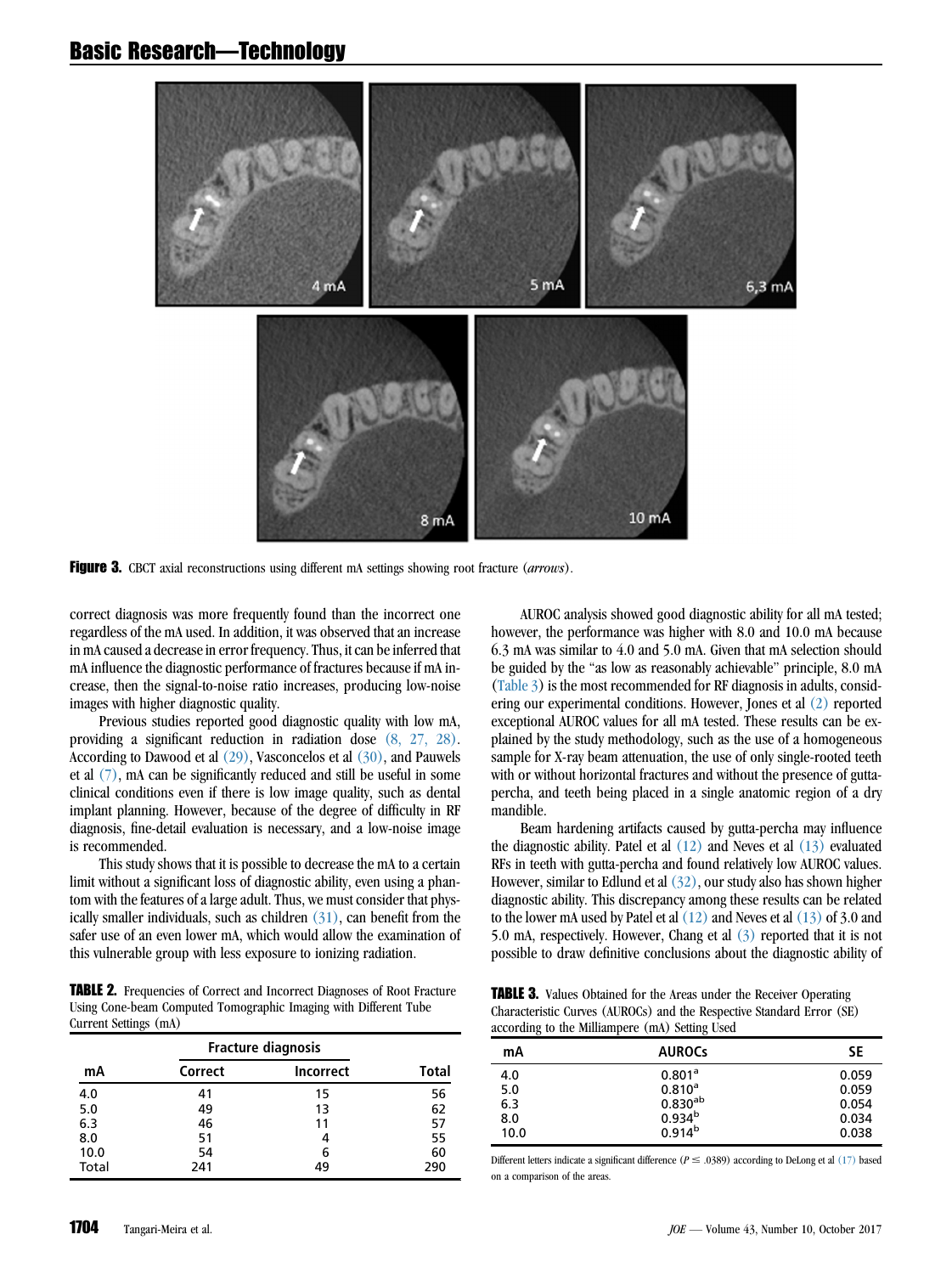**Figure 3.** CBCT axial reconstructions using different mA settings showing root fracture (*arrows*).

correct diagnosis was more frequently found than the incorrect one regardless of the mA used. In addition, it was observed that an increase in mA caused a decrease in error frequency. Thus, it can be inferred that mA influence the diagnostic performance of fractures because if mA increase, then the signal-to-noise ratio increases, producing low-noise images with higher diagnostic quality.

Previous studies reported good diagnostic quality with low mA, providing a significant reduction in radiation dose (8, 27, 28). According to Dawood et al (29), Vasconcelos et al (30), and Pauwels et al (7), mA can be significantly reduced and still be useful in some clinical conditions even if there is low image quality, such as dental implant planning. However, because of the degree of difficulty in RF diagnosis, fine-detail evaluation is necessary, and a low-noise image is recommended.

This study shows that it is possible to decrease the mA to a certain limit without a significant loss of diagnostic ability, even using a phantom with the features of a large adult. Thus, we must consider that physically smaller individuals, such as children (31), can benefit from the safer use of an even lower mA, which would allow the examination of this vulnerable group with less exposure to ionizing radiation.

**TABLE 2.** Frequencies of Correct and Incorrect Diagnoses of Root Fracture Using Cone-beam Computed Tomographic Imaging with Different Tube Current Settings (mA)

| mA | Fracture diagnosis | | |
|---|---|---|---|
| | Correct | Incorrect | Total |
| 4.0 | 41 | 15 | 56 |
| 5.0 | 49 | 13 | 62 |
| 6.3 | 46 | 11 | 57 |
| 8.0 | 51 | 4 | 55 |
| 10.0 | 54 | 6 | 60 |
| Total | 241 | 49 | 290 |

AUROC analysis showed good diagnostic ability for all mA tested; however, the performance was higher with 8.0 and 10.0 mA because 6.3 mA was similar to 4.0 and 5.0 mA. Given that mA selection should be guided by the "as low as reasonably achievable" principle, 8.0 mA (Table 3) is the most recommended for RF diagnosis in adults, considering our experimental conditions. However, Jones et al (2) reported exceptional AUROC values for all mA tested. These results can be explained by the study methodology, such as the use of a homogeneous sample for X-ray beam attenuation, the use of only single-rooted teeth with or without horizontal fractures and without the presence of gutta-percha, and teeth being placed in a single anatomic region of a dry mandible.

Beam hardening artifacts caused by gutta-percha may influence the diagnostic ability. Patel et al (12) and Neves et al (13) evaluated RFs in teeth with gutta-percha and found relatively low AUROC values. However, similar to Edlund et al (32), our study also has shown higher diagnostic ability. This discrepancy among these results can be related to the lower mA used by Patel et al (12) and Neves et al (13) of 3.0 and 5.0 mA, respectively. However, Chang et al (3) reported that it is not possible to draw definitive conclusions about the diagnostic ability of

**TABLE 3.** Values Obtained for the Areas under the Receiver Operating Characteristic Curves (AUROCs) and the Respective Standard Error (SE) according to the Milliampere (mA) Setting Used

| mA | AUROCs | SE |
|---|---|---|
| 4.0 | 0.801[a] | 0.059 |
| 5.0 | 0.810[a] | 0.059 |
| 6.3 | 0.830[ab] | 0.054 |
| 8.0 | 0.934[b] | 0.034 |
| 10.0 | 0.914[b] | 0.038 |

Different letters indicate a significant difference ($P \le .0389$) according to DeLong et al (17) based on a comparison of the areas.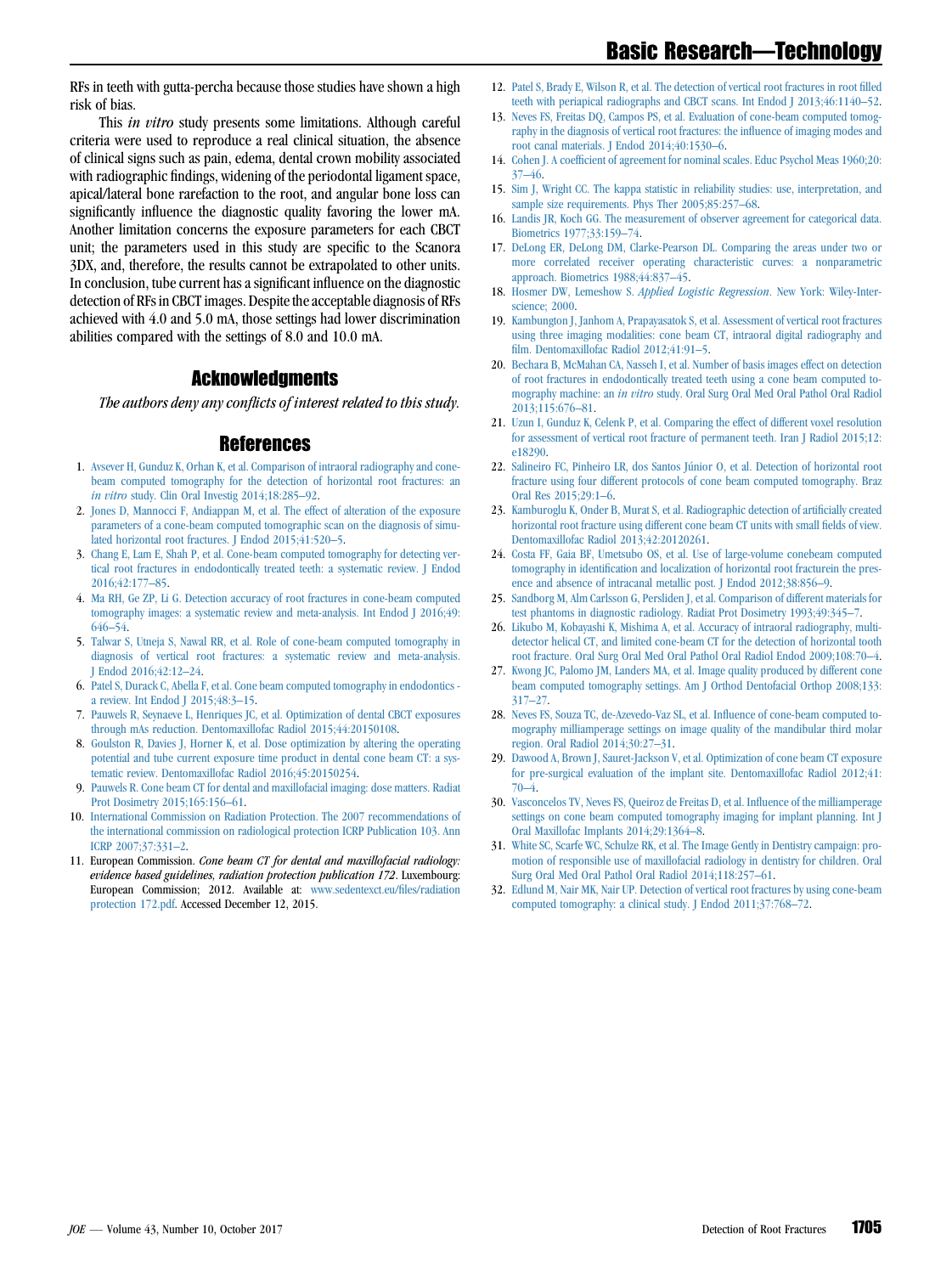RFs in teeth with gutta-percha because those studies have shown a high risk of bias.

This *in vitro* study presents some limitations. Although careful criteria were used to reproduce a real clinical situation, the absence of clinical signs such as pain, edema, dental crown mobility associated with radiographic findings, widening of the periodontal ligament space, apical/lateral bone rarefaction to the root, and angular bone loss can significantly influence the diagnostic quality favoring the lower mA. Another limitation concerns the exposure parameters for each CBCT unit; the parameters used in this study are specific to the Scanora 3DX, and, therefore, the results cannot be extrapolated to other units. In conclusion, tube current has a significant influence on the diagnostic detection of RFs in CBCT images. Despite the acceptable diagnosis of RFs achieved with 4.0 and 5.0 mA, those settings had lower discrimination abilities compared with the settings of 8.0 and 10.0 mA.

## Acknowledgments

*The authors deny any conflicts of interest related to this study.*

## References

1. Avsever H, Gunduz K, Orhan K, et al. Comparison of intraoral radiography and cone-beam computed tomography for the detection of horizontal root fractures: an *in vitro* study. Clin Oral Investig 2014;18:285–92.
2. Jones D, Mannocci F, Andiappan M, et al. The effect of alteration of the exposure parameters of a cone-beam computed tomographic scan on the diagnosis of simulated horizontal root fractures. J Endod 2015;41:520–5.
3. Chang E, Lam E, Shah P, et al. Cone-beam computed tomography for detecting vertical root fractures in endodontically treated teeth: a systematic review. J Endod 2016;42:177–85.
4. Ma RH, Ge ZP, Li G. Detection accuracy of root fractures in cone-beam computed tomography images: a systematic review and meta-analysis. Int Endod J 2016;49:646–54.
5. Talwar S, Utneja S, Nawal RR, et al. Role of cone-beam computed tomography in diagnosis of vertical root fractures: a systematic review and meta-analysis. J Endod 2016;42:12–24.
6. Patel S, Durack C, Abella F, et al. Cone beam computed tomography in endodontics - a review. Int Endod J 2015;48:3–15.
7. Pauwels R, Seynaeve L, Henriques JC, et al. Optimization of dental CBCT exposures through mAs reduction. Dentomaxillofac Radiol 2015;44:20150108.
8. Goulston R, Davies J, Horner K, et al. Dose optimization by altering the operating potential and tube current exposure time product in dental cone beam CT: a systematic review. Dentomaxillofac Radiol 2016;45:20150254.
9. Pauwels R. Cone beam CT for dental and maxillofacial imaging: dose matters. Radiat Prot Dosimetry 2015;165:156–61.
10. International Commission on Radiation Protection. The 2007 recommendations of the international commission on radiological protection ICRP Publication 103. Ann ICRP 2007;37:331–2.
11. European Commission. *Cone beam CT for dental and maxillofacial radiology: evidence based guidelines, radiation protection publication 172*. Luxembourg: European Commission; 2012. Available at: www.sedentexct.eu/files/radiation protection 172.pdf. Accessed December 12, 2015.
12. Patel S, Brady E, Wilson R, et al. The detection of vertical root fractures in root filled teeth with periapical radiographs and CBCT scans. Int Endod J 2013;46:1140–52.
13. Neves FS, Freitas DQ, Campos PS, et al. Evaluation of cone-beam computed tomography in the diagnosis of vertical root fractures: the influence of imaging modes and root canal materials. J Endod 2014;40:1530–6.
14. Cohen J. A coefficient of agreement for nominal scales. Educ Psychol Meas 1960;20:37–46.
15. Sim J, Wright CC. The kappa statistic in reliability studies: use, interpretation, and sample size requirements. Phys Ther 2005;85:257–68.
16. Landis JR, Koch GG. The measurement of observer agreement for categorical data. Biometrics 1977;33:159–74.
17. DeLong ER, DeLong DM, Clarke-Pearson DL. Comparing the areas under two or more correlated receiver operating characteristic curves: a nonparametric approach. Biometrics 1988;44:837–45.
18. Hosmer DW, Lemeshow S. *Applied Logistic Regression*. New York: Wiley-Interscience; 2000.
19. Kambungton J, Janhom A, Prapayasatok S, et al. Assessment of vertical root fractures using three imaging modalities: cone beam CT, intraoral digital radiography and film. Dentomaxillofac Radiol 2012;41:91–5.
20. Bechara B, McMahan CA, Nasseh I, et al. Number of basis images effect on detection of root fractures in endodontically treated teeth using a cone beam computed tomography machine: an *in vitro* study. Oral Surg Oral Med Oral Pathol Oral Radiol 2013;115:676–81.
21. Uzun I, Gunduz K, Celenk P, et al. Comparing the effect of different voxel resolution for assessment of vertical root fracture of permanent teeth. Iran J Radiol 2015;12:e18290.
22. Salineiro FC, Pinheiro LR, dos Santos Júnior O, et al. Detection of horizontal root fracture using four different protocols of cone beam computed tomography. Braz Oral Res 2015;29:1–6.
23. Kamburoglu K, Onder B, Murat S, et al. Radiographic detection of artificially created horizontal root fracture using different cone beam CT units with small fields of view. Dentomaxillofac Radiol 2013;42:20120261.
24. Costa FF, Gaia BF, Umetsubo OS, et al. Use of large-volume conebeam computed tomography in identification and localization of horizontal root fracturein the presence and absence of intracanal metallic post. J Endod 2012;38:856–9.
25. Sandborg M, Alm Carlsson G, Persliden J, et al. Comparison of different materials for test phantoms in diagnostic radiology. Radiat Prot Dosimetry 1993;49:345–7.
26. Likubo M, Kobayashi K, Mishima A, et al. Accuracy of intraoral radiography, multidetector helical CT, and limited cone-beam CT for the detection of horizontal tooth root fracture. Oral Surg Oral Med Oral Pathol Oral Radiol Endod 2009;108:70–4.
27. Kwong JC, Palomo JM, Landers MA, et al. Image quality produced by different cone beam computed tomography settings. Am J Orthod Dentofacial Orthop 2008;133:317–27.
28. Neves FS, Souza TC, de-Azevedo-Vaz SL, et al. Influence of cone-beam computed tomography milliamperage settings on image quality of the mandibular third molar region. Oral Radiol 2014;30:27–31.
29. Dawood A, Brown J, Sauret-Jackson V, et al. Optimization of cone beam CT exposure for pre-surgical evaluation of the implant site. Dentomaxillofac Radiol 2012;41:70–4.
30. Vasconcelos TV, Neves FS, Queiroz de Freitas D, et al. Influence of the milliamperage settings on cone beam computed tomography imaging for implant planning. Int J Oral Maxillofac Implants 2014;29:1364–8.
31. White SC, Scarfe WC, Schulze RK, et al. The Image Gently in Dentistry campaign: promotion of responsible use of maxillofacial radiology in dentistry for children. Oral Surg Oral Med Oral Pathol Oral Radiol 2014;118:257–61.
32. Edlund M, Nair MK, Nair UP. Detection of vertical root fractures by using cone-beam computed tomography: a clinical study. J Endod 2011;37:768–72.